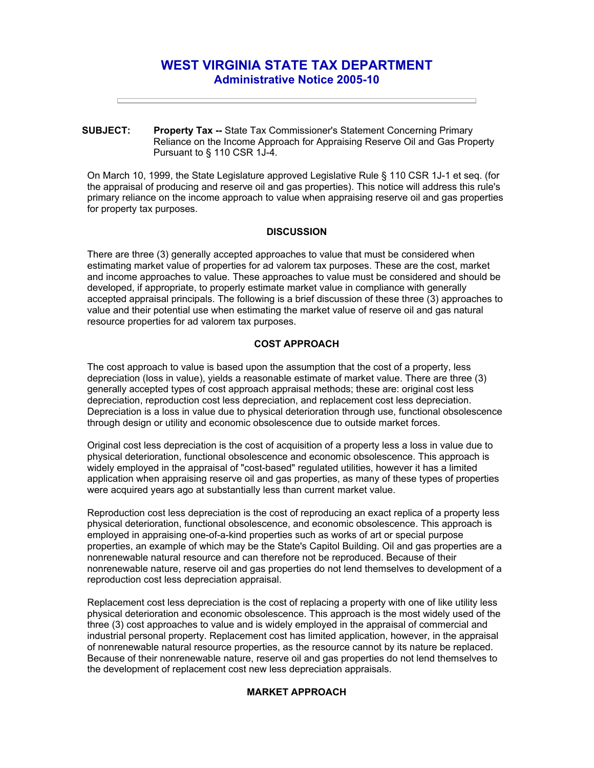# WEST VIRGINIA STATE TAX DEPARTMENT

## Administrative Notice 2005-10

**SUBJECT:** **Property Tax --** State Tax Commissioner's Statement Concerning Primary Reliance on the Income Approach for Appraising Reserve Oil and Gas Property Pursuant to § 110 CSR 1J-4.

On March 10, 1999, the State Legislature approved Legislative Rule § 110 CSR 1J-1 et seq. (for the appraisal of producing and reserve oil and gas properties). This notice will address this rule's primary reliance on the income approach to value when appraising reserve oil and gas properties for property tax purposes.

### DISCUSSION

There are three (3) generally accepted approaches to value that must be considered when estimating market value of properties for ad valorem tax purposes. These are the cost, market and income approaches to value. These approaches to value must be considered and should be developed, if appropriate, to properly estimate market value in compliance with generally accepted appraisal principals. The following is a brief discussion of these three (3) approaches to value and their potential use when estimating the market value of reserve oil and gas natural resource properties for ad valorem tax purposes.

### COST APPROACH

The cost approach to value is based upon the assumption that the cost of a property, less depreciation (loss in value), yields a reasonable estimate of market value. There are three (3) generally accepted types of cost approach appraisal methods; these are: original cost less depreciation, reproduction cost less depreciation, and replacement cost less depreciation. Depreciation is a loss in value due to physical deterioration through use, functional obsolescence through design or utility and economic obsolescence due to outside market forces.

Original cost less depreciation is the cost of acquisition of a property less a loss in value due to physical deterioration, functional obsolescence and economic obsolescence. This approach is widely employed in the appraisal of "cost-based" regulated utilities, however it has a limited application when appraising reserve oil and gas properties, as many of these types of properties were acquired years ago at substantially less than current market value.

Reproduction cost less depreciation is the cost of reproducing an exact replica of a property less physical deterioration, functional obsolescence, and economic obsolescence. This approach is employed in appraising one-of-a-kind properties such as works of art or special purpose properties, an example of which may be the State's Capitol Building. Oil and gas properties are a nonrenewable natural resource and can therefore not be reproduced. Because of their nonrenewable nature, reserve oil and gas properties do not lend themselves to development of a reproduction cost less depreciation appraisal.

Replacement cost less depreciation is the cost of replacing a property with one of like utility less physical deterioration and economic obsolescence. This approach is the most widely used of the three (3) cost approaches to value and is widely employed in the appraisal of commercial and industrial personal property. Replacement cost has limited application, however, in the appraisal of nonrenewable natural resource properties, as the resource cannot by its nature be replaced. Because of their nonrenewable nature, reserve oil and gas properties do not lend themselves to the development of replacement cost new less depreciation appraisals.

### MARKET APPROACH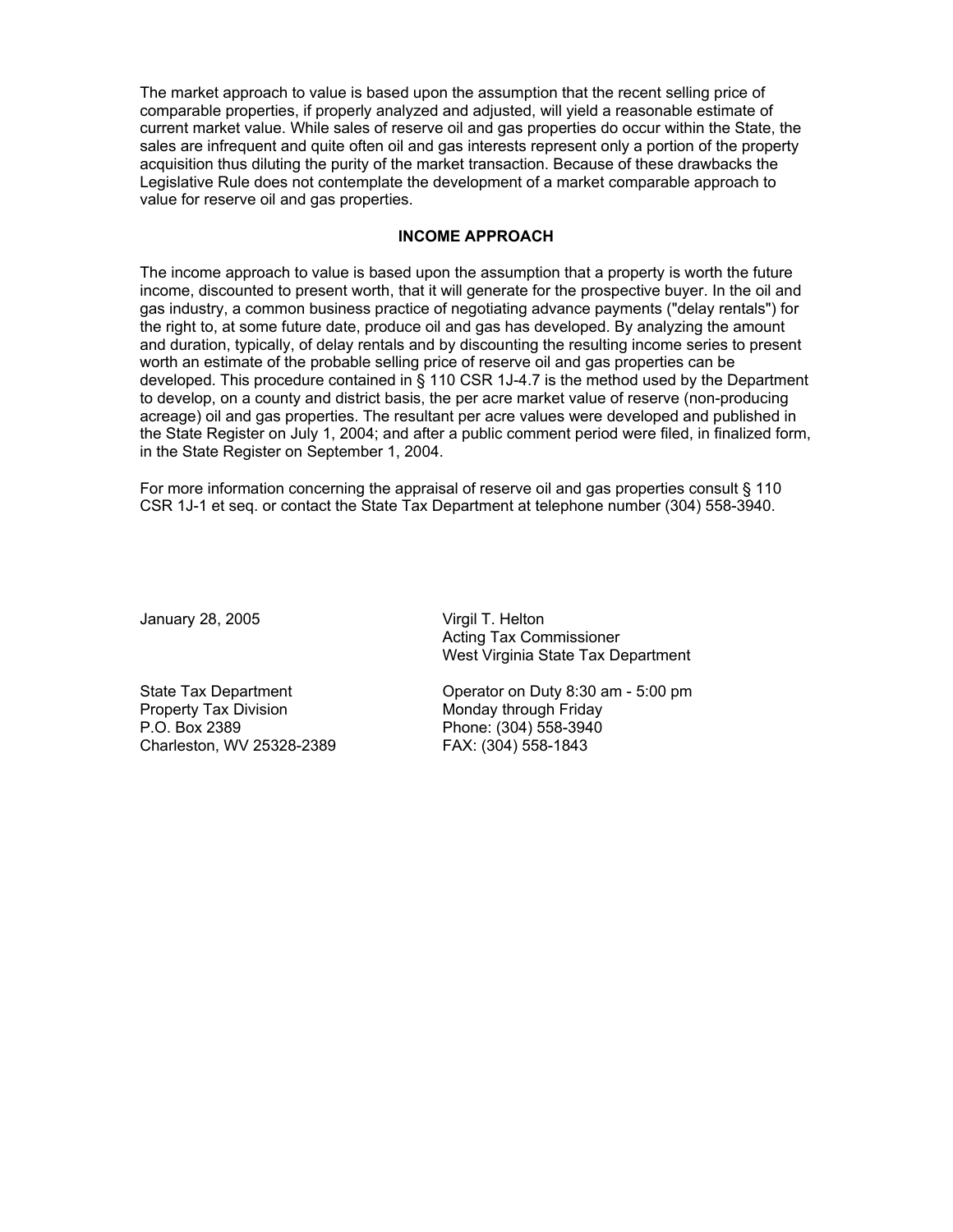The market approach to value is based upon the assumption that the recent selling price of comparable properties, if properly analyzed and adjusted, will yield a reasonable estimate of current market value. While sales of reserve oil and gas properties do occur within the State, the sales are infrequent and quite often oil and gas interests represent only a portion of the property acquisition thus diluting the purity of the market transaction. Because of these drawbacks the Legislative Rule does not contemplate the development of a market comparable approach to value for reserve oil and gas properties.

## INCOME APPROACH

The income approach to value is based upon the assumption that a property is worth the future income, discounted to present worth, that it will generate for the prospective buyer. In the oil and gas industry, a common business practice of negotiating advance payments ("delay rentals") for the right to, at some future date, produce oil and gas has developed. By analyzing the amount and duration, typically, of delay rentals and by discounting the resulting income series to present worth an estimate of the probable selling price of reserve oil and gas properties can be developed. This procedure contained in § 110 CSR 1J-4.7 is the method used by the Department to develop, on a county and district basis, the per acre market value of reserve (non-producing acreage) oil and gas properties. The resultant per acre values were developed and published in the State Register on July 1, 2004; and after a public comment period were filed, in finalized form, in the State Register on September 1, 2004.

For more information concerning the appraisal of reserve oil and gas properties consult § 110 CSR 1J-1 et seq. or contact the State Tax Department at telephone number (304) 558-3940.

January 28, 2005

Virgil T. Helton
Acting Tax Commissioner
West Virginia State Tax Department

State Tax Department
Property Tax Division
P.O. Box 2389
Charleston, WV 25328-2389

Operator on Duty 8:30 am - 5:00 pm
Monday through Friday
Phone: (304) 558-3940
FAX: (304) 558-1843